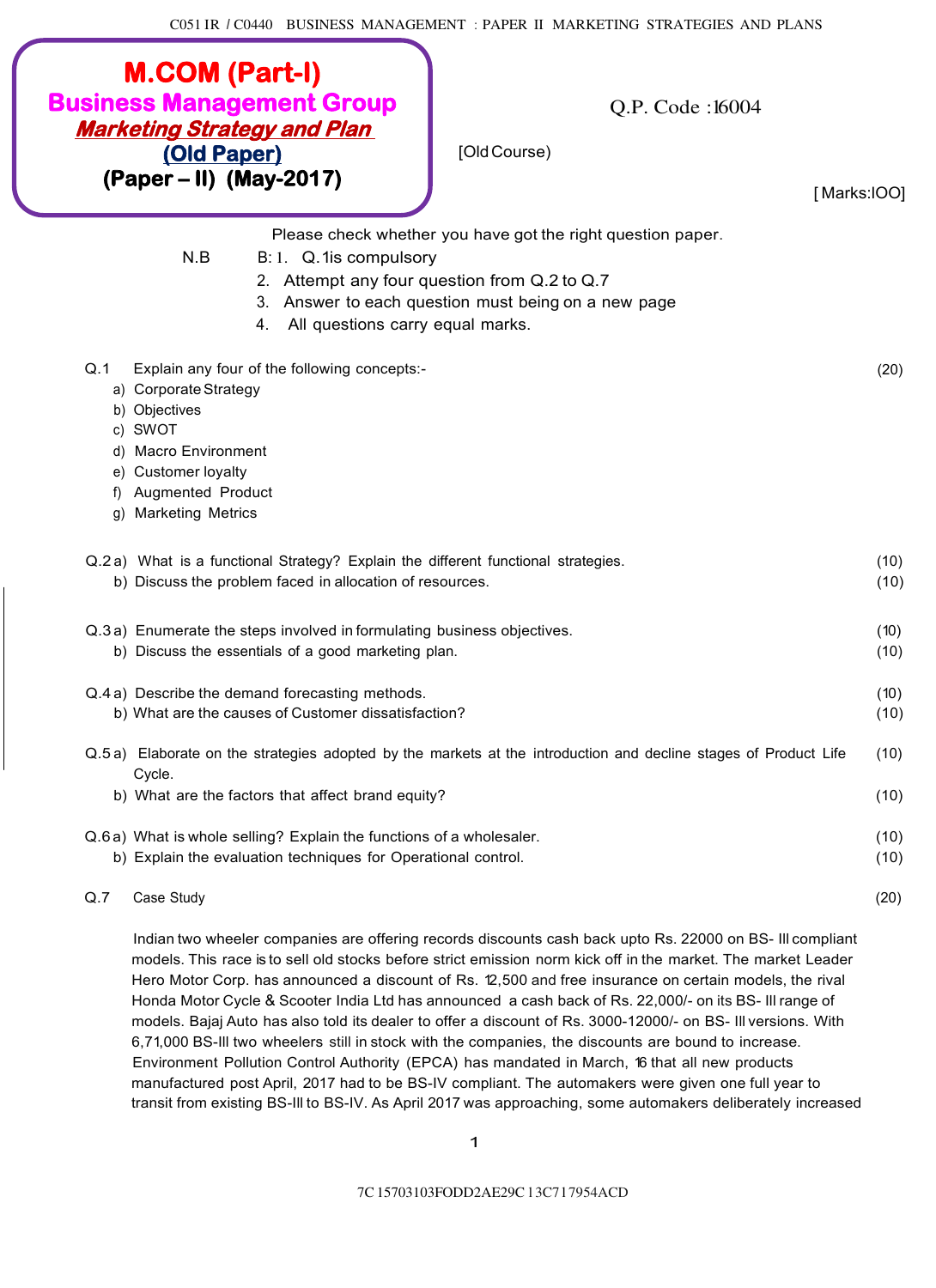# M.COM (Part-I)

## Business Management Group

***Marketing Strategy and Plan***

**(Old Paper)**

**(Paper – II) (May-2017)**

Q.P. Code :16004

[Old Course]

[Marks:100]

Please check whether you have got the right question paper.

N.B B: 1. Q.1is compulsory
2. Attempt any four question from Q.2 to Q.7
3. Answer to each question must being on a new page
4. All questions carry equal marks.

**Q.1** Explain any four of the following concepts:- (20)

a) Corporate Strategy
b) Objectives
c) SWOT
d) Macro Environment
e) Customer loyalty
f) Augmented Product
g) Marketing Metrics

**Q.2** a) What is a functional Strategy? Explain the different functional strategies. (10)
b) Discuss the problem faced in allocation of resources. (10)

**Q.3** a) Enumerate the steps involved in formulating business objectives. (10)
b) Discuss the essentials of a good marketing plan. (10)

**Q.4** a) Describe the demand forecasting methods. (10)
b) What are the causes of Customer dissatisfaction? (10)

**Q.5** a) Elaborate on the strategies adopted by the markets at the introduction and decline stages of Product Life Cycle. (10)
b) What are the factors that affect brand equity? (10)

**Q.6** a) What is whole selling? Explain the functions of a wholesaler. (10)
b) Explain the evaluation techniques for Operational control. (10)

**Q.7** Case Study (20)

Indian two wheeler companies are offering records discounts cash back upto Rs. 22000 on BS- III compliant models. This race is to sell old stocks before strict emission norm kick off in the market. The market Leader Hero Motor Corp. has announced a discount of Rs. 12,500 and free insurance on certain models, the rival Honda Motor Cycle & Scooter India Ltd has announced a cash back of Rs. 22,000/- on its BS- III range of models. Bajaj Auto has also told its dealer to offer a discount of Rs. 3000-12000/- on BS- III versions. With 6,71,000 BS-III two wheelers still in stock with the companies, the discounts are bound to increase. Environment Pollution Control Authority (EPCA) has mandated in March, 16 that all new products manufactured post April, 2017 had to be BS-IV compliant. The automakers were given one full year to transit from existing BS-III to BS-IV. As April 2017 was approaching, some automakers deliberately increased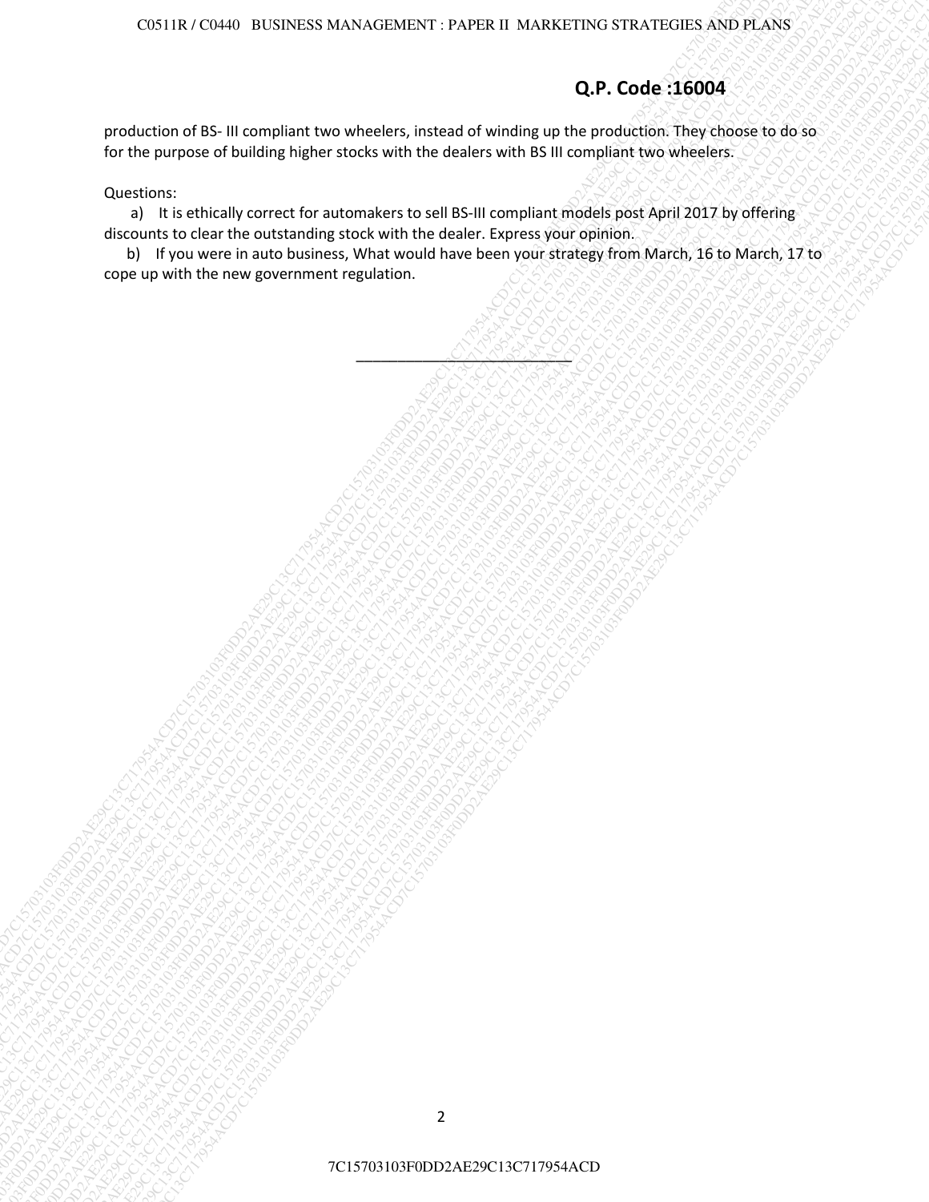production of BS- III compliant two wheelers, instead of winding up the production. They choose to do so for the purpose of building higher stocks with the dealers with BS III compliant two wheelers.

Questions:

a) It is ethically correct for automakers to sell BS-III compliant models post April 2017 by offering discounts to clear the outstanding stock with the dealer. Express your opinion.

b) If you were in auto business, What would have been your strategy from March, 16 to March, 17 to cope up with the new government regulation.

---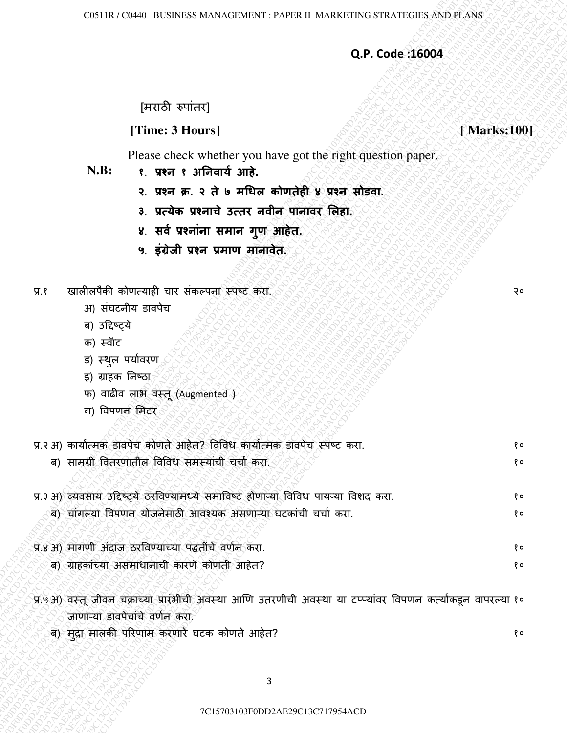**Q.P. Code :16004**

[मराठी रुपांतर]

**[Time: 3 Hours]** **[ Marks:100]**

Please check whether you have got the right question paper.

**N.B:**
**१. प्रश्न १ अनिवार्य आहे.**
**२. प्रश्न क्र. २ ते ७ मधिल कोणतेही ४ प्रश्न सोडवा.**
**३. प्रत्येक प्रश्नाचे उत्तर नवीन पानावर लिहा.**
**४. सर्व प्रश्नांना समान गुण आहेत.**
**५. इंग्रेजी प्रश्न प्रमाण मानावेत.**

प्र.१ खालीलपैकी कोणत्याही चार संकल्पना स्पष्ट करा. २०

- अ) संघटनीय डावपेच
- ब) उद्दिष्ट्ये
- क) स्वॅाट
- ड) स्थुल पर्यावरण
- इ) ग्राहक निष्ठा
- फ) वाढीव लाभ वस्तू (Augmented )
- ग) विपणन मिटर

प्र.२ अ) कार्यात्मक डावपेच कोणते आहेत? विविध कार्यात्मक डावपेच स्पष्ट करा. १०

ब) सामग्री वितरणातील विविध समस्यांची चर्चा करा. १०

प्र.३ अ) व्यवसाय उद्दिष्ट्ये ठरविण्यामध्ये समाविष्ट होणाऱ्या विविध पायऱ्या विशद करा. १०

ब) चांगल्या विपणन योजनेसाठी आवश्यक असणाऱ्या घटकांची चर्चा करा. १०

प्र.४ अ) मागणी अंदाज ठरविण्याच्या पद्धतींचे वर्णन करा. १०

ब) ग्राहकांच्या असमाधानाची कारणे कोणती आहेत? १०

प्र.५ अ) वस्तू जीवन चक्राच्या प्रारंभीची अवस्था आणि उतरणीची अवस्था या टप्प्यांवर विपणन कर्त्यांकडून वापरल्या जाणाऱ्या डावपेचांचे वर्णन करा. १०

ब) मुद्रा मालकी परिणाम करणारे घटक कोणते आहेत? १०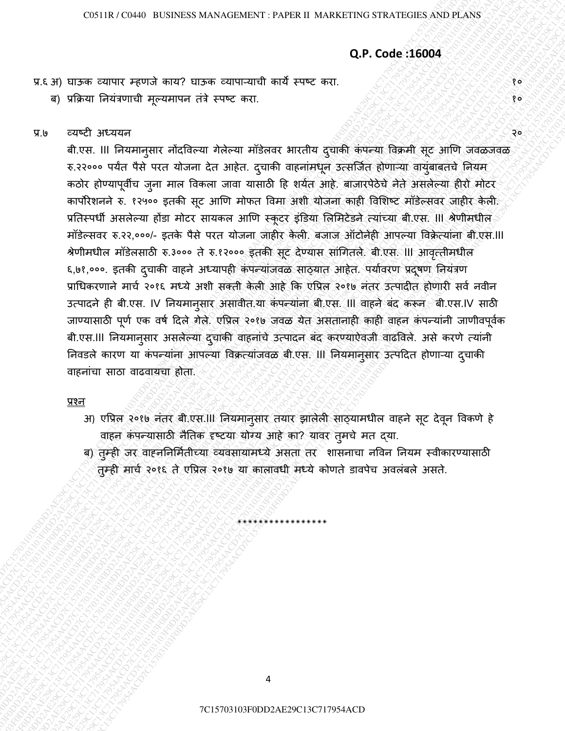**Q.P. Code :16004**

प्र.६ अ) घाऊक व्यापार म्हणजे काय? घाऊक व्यापाऱ्याची कार्ये स्पष्ट करा. १०

ब) प्रक्रिया नियंत्रणाची मूल्यमापन तंत्रे स्पष्ट करा. १०

प्र.७ व्यष्टी अध्ययन २०

बी.एस. III नियमानुसार नोंदविल्या गेलेल्या मॉडेलवर भारतीय दुचाकी कंपन्या विक्रमी सूट आणि जवळजवळ रु.२२००० पर्यंत पैसे परत योजना देत आहेत. दुचाकी वाहनांमधून उत्सर्जित होणाऱ्या वायुंबाबतचे नियम कठोर होण्यापूर्वीच जुना माल विकला जावा यासाठी हि शर्यत आहे. बाजारपेठेचे नेते असलेल्या हीरो मोटर कार्पोरेशनने रु. १२५०० इतकी सूट आणि मोफत विमा अशी योजना काही विशिष्ट मॉडेल्सवर जाहीर केली. प्रतिस्पर्धी असलेल्या होंडा मोटर सायकल आणि स्कूटर इंडिया लिमिटेडने त्यांच्या बी.एस. III श्रेणीमधील मॉडेल्सवर रु.२२,०००/- इतके पैसे परत योजना जाहीर केली. बजाज ऑटोनेही आपल्या विक्रेत्यांना बी.एस.III श्रेणीमधील मॉडेलसाठी रु.३००० ते रु.१२००० इतकी सूट देण्यास सांगितले. बी.एस. III आवृत्तीमधील ६,७१,०००. इतकी दुचाकी वाहने अध्यापही कंपन्यांजवळ साठ्यात आहेत. पर्यावरण प्रदूषण नियंत्रण प्राधिकरणाने मार्च २०१६ मध्ये अशी सक्ती केली आहे कि एप्रिल २०१७ नंतर उत्पादीत होणारी सर्व नवीन उत्पादने ही बी.एस. IV नियमानुसार असावीत.या कंपन्यांना बी.एस. III वाहने बंद करून बी.एस.IV साठी जाण्यासाठी पूर्ण एक वर्ष दिले गेले. एप्रिल २०१७ जवळ येत असतानाही काही वाहन कंपन्यांनी जाणीवपूर्वक बी.एस.III नियमानुसार असलेल्या दुचाकी वाहनांचे उत्पादन बंद करण्याऐवजी वाढविले. असे करणे त्यांनी निवडले कारण या कंपन्यांना आपल्या विक्रत्यांजवळ बी.एस. III नियमानुसार उत्पदित होणाऱ्या दुचाकी वाहनांचा साठा वाढवायचा होता.

<u>प्रश्न</u>

अ) एप्रिल २०१७ नंतर बी.एस.III नियमानुसार तयार झालेली साठ्यामधील वाहने सूट देवून विकणे हे वाहन कंपन्यासाठी नैतिक दृष्टया योग्य आहे का? यावर तुमचे मत द्या.

ब) तुम्ही जर वाहननिर्मितीच्या व्यवसायामध्ये असता तर शासनाचा नविन नियम स्वीकारण्यासाठी तुम्ही मार्च २०१६ ते एप्रिल २०१७ या कालावधी मध्ये कोणते डावपेच अवलंबले असते.

\*\*\*\*\*\*\*\*\*\*\*\*\*\*\*\*\*